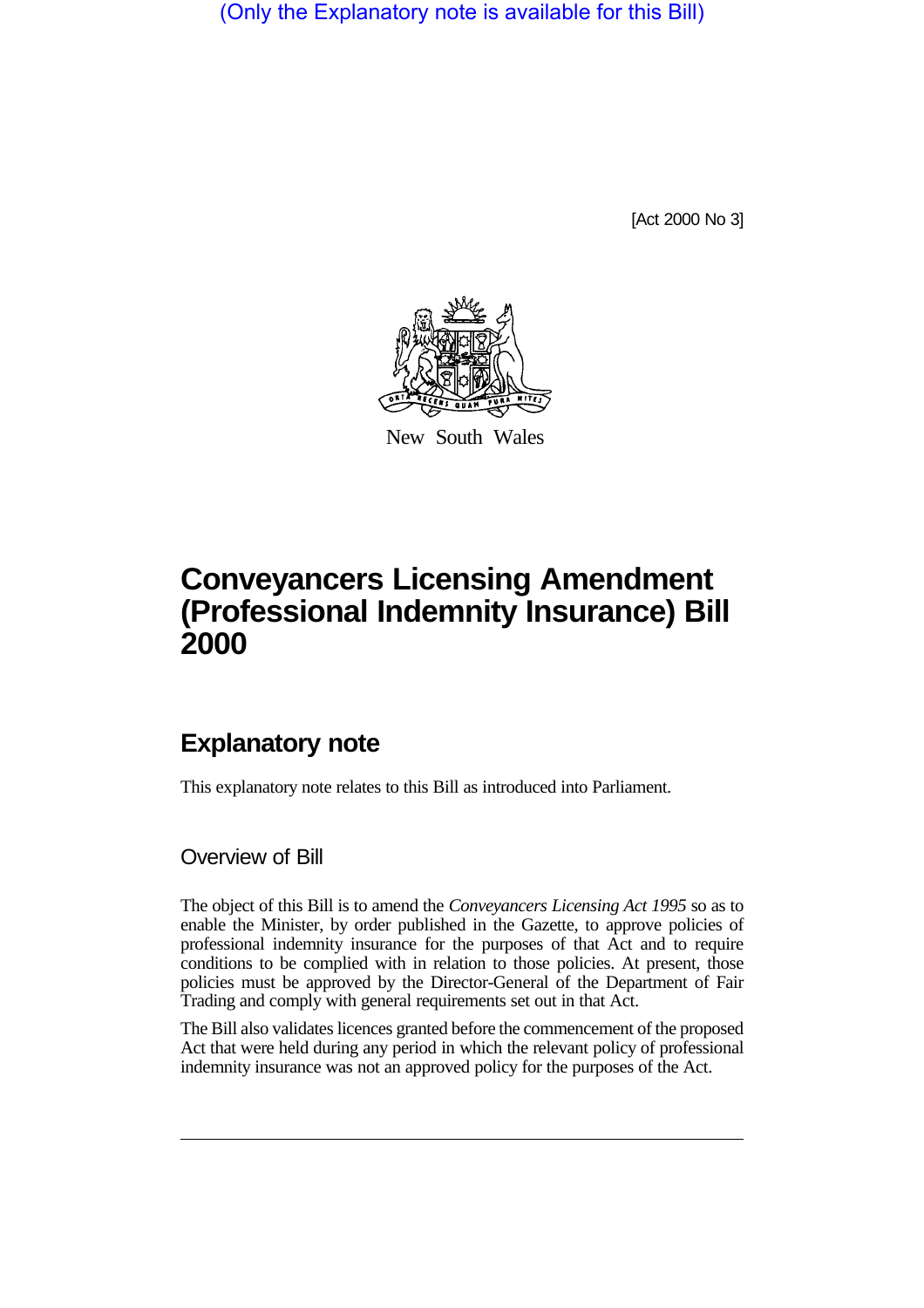(Only the Explanatory note is available for this Bill)

[Act 2000 No 3]

New South Wales

# Conveyancers Licensing Amendment (Professional Indemnity Insurance) Bill 2000

## Explanatory note

This explanatory note relates to this Bill as introduced into Parliament.

### Overview of Bill

The object of this Bill is to amend the *Conveyancers Licensing Act 1995* so as to enable the Minister, by order published in the Gazette, to approve policies of professional indemnity insurance for the purposes of that Act and to require conditions to be complied with in relation to those policies. At present, those policies must be approved by the Director-General of the Department of Fair Trading and comply with general requirements set out in that Act.

The Bill also validates licences granted before the commencement of the proposed Act that were held during any period in which the relevant policy of professional indemnity insurance was not an approved policy for the purposes of the Act.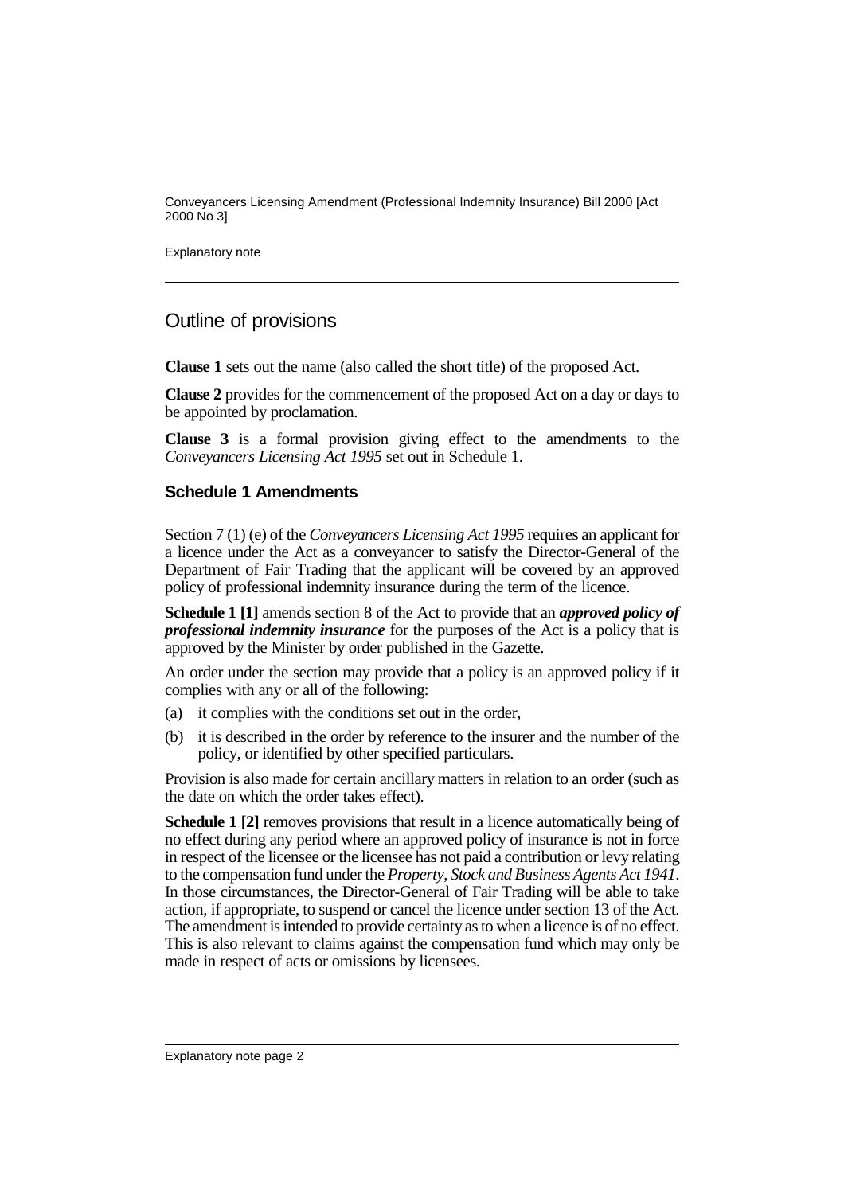## Outline of provisions

**Clause 1** sets out the name (also called the short title) of the proposed Act.

**Clause 2** provides for the commencement of the proposed Act on a day or days to be appointed by proclamation.

**Clause 3** is a formal provision giving effect to the amendments to the *Conveyancers Licensing Act 1995* set out in Schedule 1.

### Schedule 1 Amendments

Section 7 (1) (e) of the *Conveyancers Licensing Act 1995* requires an applicant for a licence under the Act as a conveyancer to satisfy the Director-General of the Department of Fair Trading that the applicant will be covered by an approved policy of professional indemnity insurance during the term of the licence.

**Schedule 1 [1]** amends section 8 of the Act to provide that an ***approved policy of professional indemnity insurance*** for the purposes of the Act is a policy that is approved by the Minister by order published in the Gazette.

An order under the section may provide that a policy is an approved policy if it complies with any or all of the following:

(a) it complies with the conditions set out in the order,

(b) it is described in the order by reference to the insurer and the number of the policy, or identified by other specified particulars.

Provision is also made for certain ancillary matters in relation to an order (such as the date on which the order takes effect).

**Schedule 1 [2]** removes provisions that result in a licence automatically being of no effect during any period where an approved policy of insurance is not in force in respect of the licensee or the licensee has not paid a contribution or levy relating to the compensation fund under the *Property, Stock and Business Agents Act 1941*. In those circumstances, the Director-General of Fair Trading will be able to take action, if appropriate, to suspend or cancel the licence under section 13 of the Act. The amendment is intended to provide certainty as to when a licence is of no effect. This is also relevant to claims against the compensation fund which may only be made in respect of acts or omissions by licensees.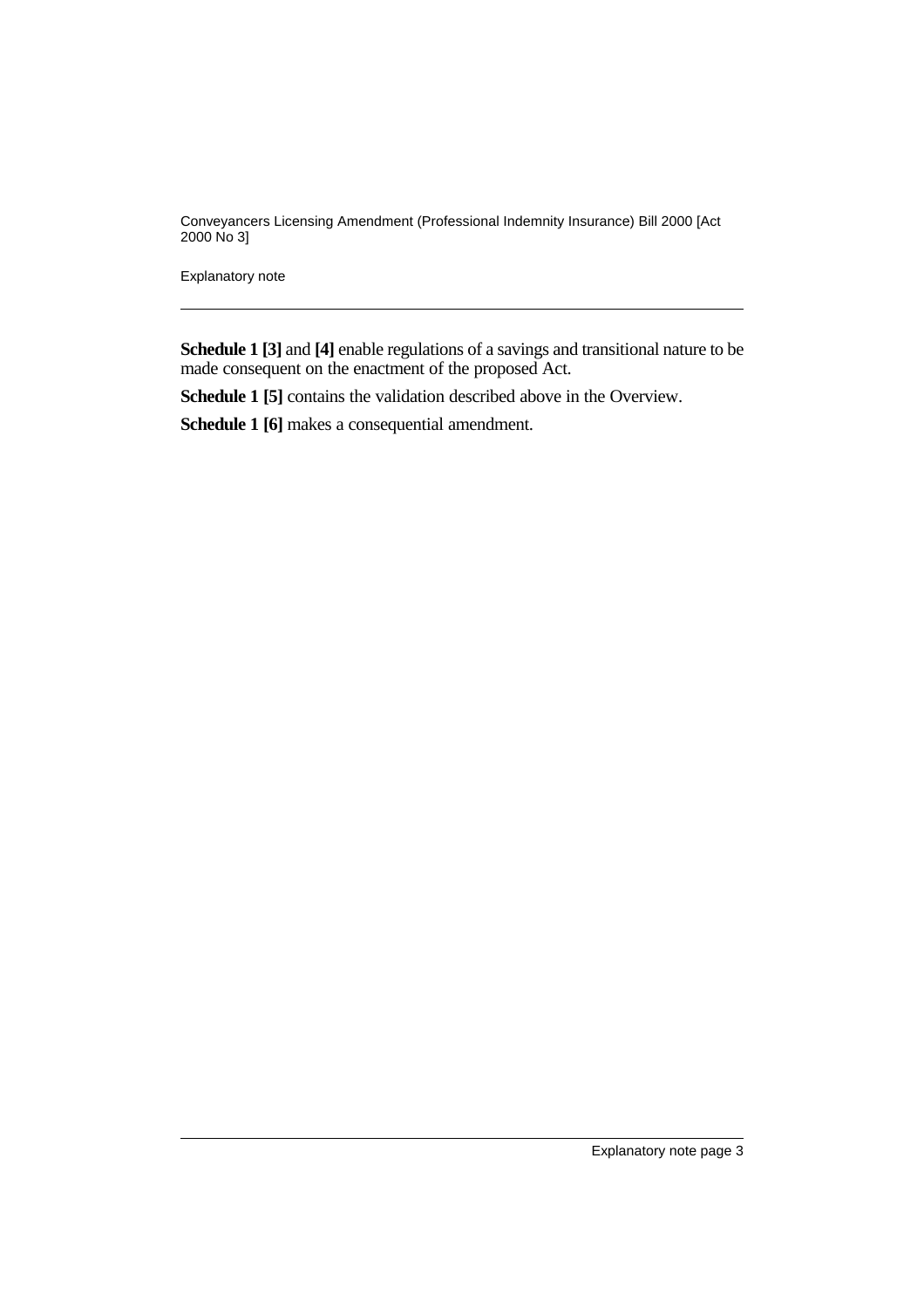**Schedule 1 [3]** and **[4]** enable regulations of a savings and transitional nature to be made consequent on the enactment of the proposed Act.

**Schedule 1 [5]** contains the validation described above in the Overview.

**Schedule 1 [6]** makes a consequential amendment.